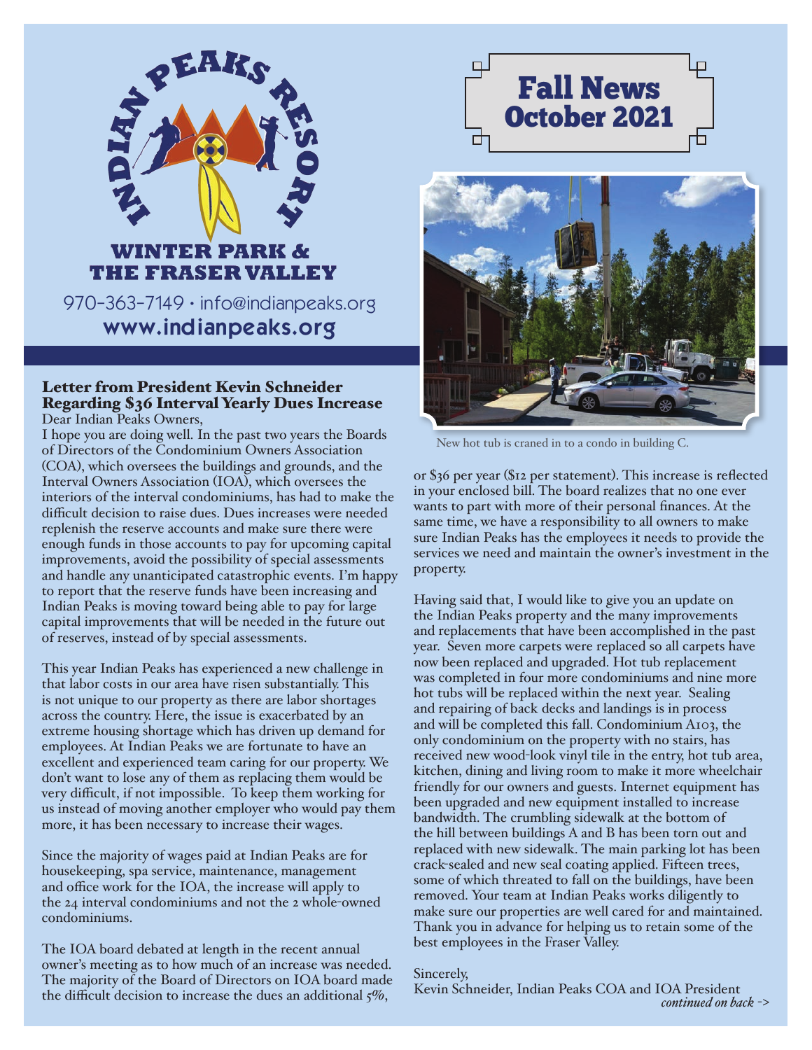# INDIAN PEAKS RESORT

## WINTER PARK & THE FRASER VALLEY

970-363-7149 • info@indianpeaks.org

**www.indianpeaks.org**

# Fall News October 2021

New hot tub is craned in to a condo in building C.

### Letter from President Kevin Schneider Regarding $36 Interval Yearly Dues Increase

Dear Indian Peaks Owners,

I hope you are doing well. In the past two years the Boards of Directors of the Condominium Owners Association (COA), which oversees the buildings and grounds, and the Interval Owners Association (IOA), which oversees the interiors of the interval condominiums, has had to make the difficult decision to raise dues. Dues increases were needed replenish the reserve accounts and make sure there were enough funds in those accounts to pay for upcoming capital improvements, avoid the possibility of special assessments and handle any unanticipated catastrophic events. I'm happy to report that the reserve funds have been increasing and Indian Peaks is moving toward being able to pay for large capital improvements that will be needed in the future out of reserves, instead of by special assessments.

This year Indian Peaks has experienced a new challenge in that labor costs in our area have risen substantially. This is not unique to our property as there are labor shortages across the country. Here, the issue is exacerbated by an extreme housing shortage which has driven up demand for employees. At Indian Peaks we are fortunate to have an excellent and experienced team caring for our property. We don't want to lose any of them as replacing them would be very difficult, if not impossible. To keep them working for us instead of moving another employer who would pay them more, it has been necessary to increase their wages.

Since the majority of wages paid at Indian Peaks are for housekeeping, spa service, maintenance, management and office work for the IOA, the increase will apply to the 24 interval condominiums and not the 2 whole-owned condominiums.

The IOA board debated at length in the recent annual owner's meeting as to how much of an increase was needed. The majority of the Board of Directors on IOA board made the difficult decision to increase the dues an additional 5%, or $36 per year ($12 per statement). This increase is reflected in your enclosed bill. The board realizes that no one ever wants to part with more of their personal finances. At the same time, we have a responsibility to all owners to make sure Indian Peaks has the employees it needs to provide the services we need and maintain the owner's investment in the property.

Having said that, I would like to give you an update on the Indian Peaks property and the many improvements and replacements that have been accomplished in the past year. Seven more carpets were replaced so all carpets have now been replaced and upgraded. Hot tub replacement was completed in four more condominiums and nine more hot tubs will be replaced within the next year. Sealing and repairing of back decks and landings is in process and will be completed this fall. Condominium A103, the only condominium on the property with no stairs, has received new wood-look vinyl tile in the entry, hot tub area, kitchen, dining and living room to make it more wheelchair friendly for our owners and guests. Internet equipment has been upgraded and new equipment installed to increase bandwidth. The crumbling sidewalk at the bottom of the hill between buildings A and B has been torn out and replaced with new sidewalk. The main parking lot has been crack-sealed and new seal coating applied. Fifteen trees, some of which threated to fall on the buildings, have been removed. Your team at Indian Peaks works diligently to make sure our properties are well cared for and maintained. Thank you in advance for helping us to retain some of the best employees in the Fraser Valley.

Sincerely,

Kevin Schneider, Indian Peaks COA and IOA President

*continued on back ->*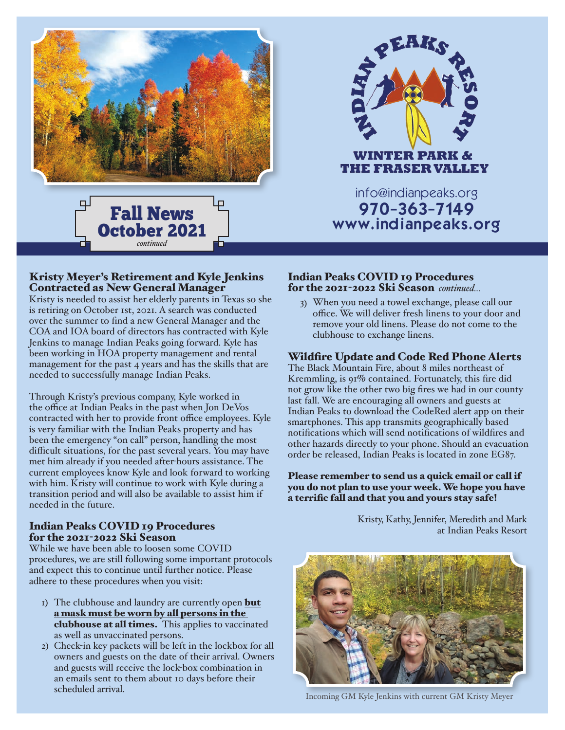# Fall News October 2021

*continued*

INDIAN PEAKS RESORT

WINTER PARK & THE FRASER VALLEY

info@indianpeaks.org
970-363-7149
www.indianpeaks.org

## Kristy Meyer's Retirement and Kyle Jenkins Contracted as New General Manager

Kristy is needed to assist her elderly parents in Texas so she is retiring on October 1st, 2021. A search was conducted over the summer to find a new General Manager and the COA and IOA board of directors has contracted with Kyle Jenkins to manage Indian Peaks going forward. Kyle has been working in HOA property management and rental management for the past 4 years and has the skills that are needed to successfully manage Indian Peaks.

Through Kristy's previous company, Kyle worked in the office at Indian Peaks in the past when Jon DeVos contracted with her to provide front office employees. Kyle is very familiar with the Indian Peaks property and has been the emergency "on call" person, handling the most difficult situations, for the past several years. You may have met him already if you needed after-hours assistance. The current employees know Kyle and look forward to working with him. Kristy will continue to work with Kyle during a transition period and will also be available to assist him if needed in the future.

## Indian Peaks COVID 19 Procedures for the 2021-2022 Ski Season

While we have been able to loosen some COVID procedures, we are still following some important protocols and expect this to continue until further notice. Please adhere to these procedures when you visit:

1) The clubhouse and laundry are currently open **but a mask must be worn by all persons in the clubhouse at all times.** This applies to vaccinated as well as unvaccinated persons.
2) Check-in key packets will be left in the lockbox for all owners and guests on the date of their arrival. Owners and guests will receive the lock-box combination in an emails sent to them about 10 days before their scheduled arrival.

## Indian Peaks COVID 19 Procedures for the 2021-2022 Ski Season *continued...*

3) When you need a towel exchange, please call our office. We will deliver fresh linens to your door and remove your old linens. Please do not come to the clubhouse to exchange linens.

## Wildfire Update and Code Red Phone Alerts

The Black Mountain Fire, about 8 miles northeast of Kremmling, is 91% contained. Fortunately, this fire did not grow like the other two big fires we had in our county last fall. We are encouraging all owners and guests at Indian Peaks to download the CodeRed alert app on their smartphones. This app transmits geographically based notifications which will send notifications of wildfires and other hazards directly to your phone. Should an evacuation order be released, Indian Peaks is located in zone EG87.

**Please remember to send us a quick email or call if you do not plan to use your week. We hope you have a terrific fall and that you and yours stay safe!**

Kristy, Kathy, Jennifer, Meredith and Mark
at Indian Peaks Resort

Incoming GM Kyle Jenkins with current GM Kristy Meyer